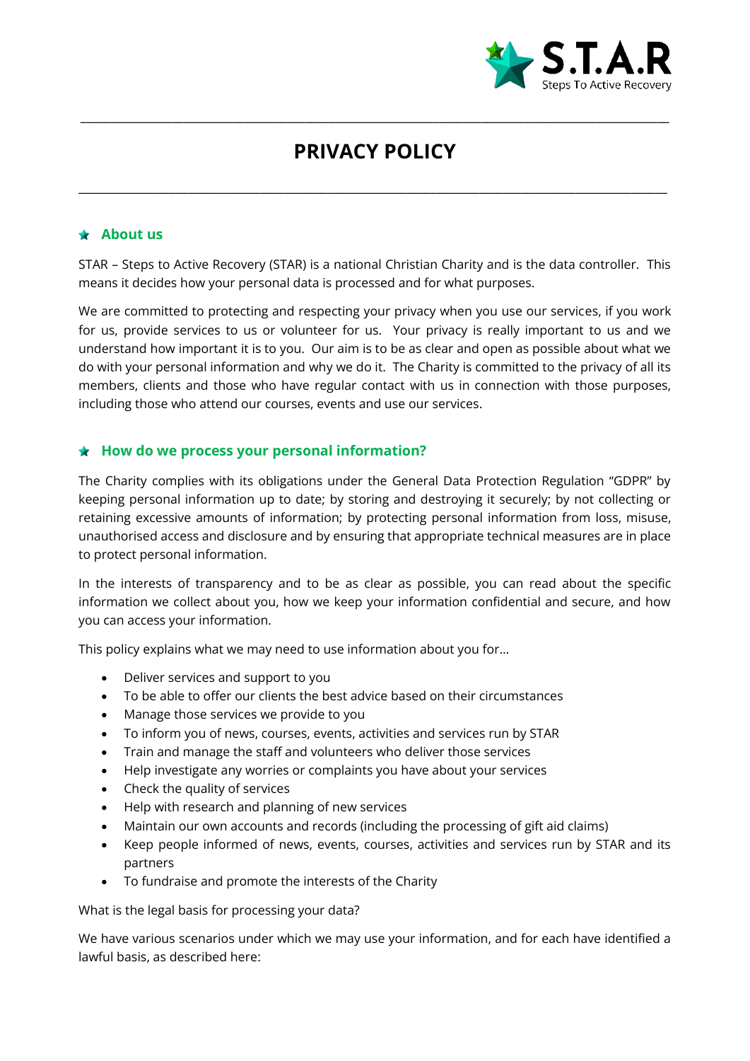# PRIVACY POLICY

## About us

STAR – Steps to Active Recovery (STAR) is a national Christian Charity and is the data controller. This means it decides how your personal data is processed and for what purposes.

We are committed to protecting and respecting your privacy when you use our services, if you work for us, provide services to us or volunteer for us. Your privacy is really important to us and we understand how important it is to you. Our aim is to be as clear and open as possible about what we do with your personal information and why we do it. The Charity is committed to the privacy of all its members, clients and those who have regular contact with us in connection with those purposes, including those who attend our courses, events and use our services.

## How do we process your personal information?

The Charity complies with its obligations under the General Data Protection Regulation "GDPR" by keeping personal information up to date; by storing and destroying it securely; by not collecting or retaining excessive amounts of information; by protecting personal information from loss, misuse, unauthorised access and disclosure and by ensuring that appropriate technical measures are in place to protect personal information.

In the interests of transparency and to be as clear as possible, you can read about the specific information we collect about you, how we keep your information confidential and secure, and how you can access your information.

This policy explains what we may need to use information about you for…

- Deliver services and support to you
- To be able to offer our clients the best advice based on their circumstances
- Manage those services we provide to you
- To inform you of news, courses, events, activities and services run by STAR
- Train and manage the staff and volunteers who deliver those services
- Help investigate any worries or complaints you have about your services
- Check the quality of services
- Help with research and planning of new services
- Maintain our own accounts and records (including the processing of gift aid claims)
- Keep people informed of news, events, courses, activities and services run by STAR and its partners
- To fundraise and promote the interests of the Charity

What is the legal basis for processing your data?

We have various scenarios under which we may use your information, and for each have identified a lawful basis, as described here: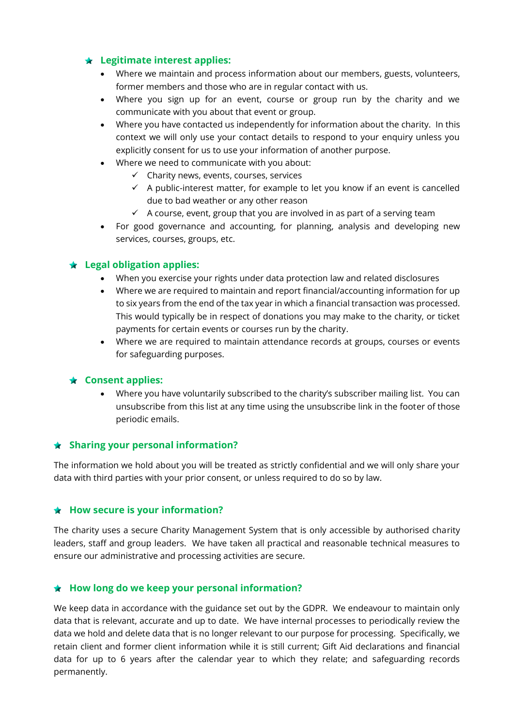### ★ Legitimate interest applies:

- Where we maintain and process information about our members, guests, volunteers, former members and those who are in regular contact with us.
- Where you sign up for an event, course or group run by the charity and we communicate with you about that event or group.
- Where you have contacted us independently for information about the charity. In this context we will only use your contact details to respond to your enquiry unless you explicitly consent for us to use your information of another purpose.
- Where we need to communicate with you about:
  - ✓ Charity news, events, courses, services
  - ✓ A public-interest matter, for example to let you know if an event is cancelled due to bad weather or any other reason
  - ✓ A course, event, group that you are involved in as part of a serving team
- For good governance and accounting, for planning, analysis and developing new services, courses, groups, etc.

### ★ Legal obligation applies:

- When you exercise your rights under data protection law and related disclosures
- Where we are required to maintain and report financial/accounting information for up to six years from the end of the tax year in which a financial transaction was processed. This would typically be in respect of donations you may make to the charity, or ticket payments for certain events or courses run by the charity.
- Where we are required to maintain attendance records at groups, courses or events for safeguarding purposes.

### ★ Consent applies:

- Where you have voluntarily subscribed to the charity's subscriber mailing list. You can unsubscribe from this list at any time using the unsubscribe link in the footer of those periodic emails.

## ★ Sharing your personal information?

The information we hold about you will be treated as strictly confidential and we will only share your data with third parties with your prior consent, or unless required to do so by law.

## ★ How secure is your information?

The charity uses a secure Charity Management System that is only accessible by authorised charity leaders, staff and group leaders. We have taken all practical and reasonable technical measures to ensure our administrative and processing activities are secure.

## ★ How long do we keep your personal information?

We keep data in accordance with the guidance set out by the GDPR. We endeavour to maintain only data that is relevant, accurate and up to date. We have internal processes to periodically review the data we hold and delete data that is no longer relevant to our purpose for processing. Specifically, we retain client and former client information while it is still current; Gift Aid declarations and financial data for up to 6 years after the calendar year to which they relate; and safeguarding records permanently.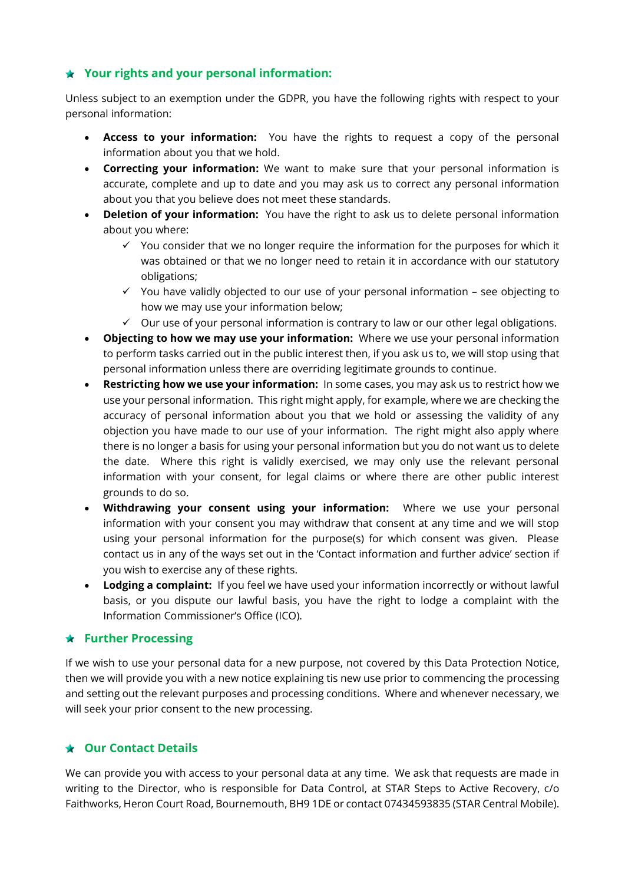## Your rights and your personal information:

Unless subject to an exemption under the GDPR, you have the following rights with respect to your personal information:

- **Access to your information:** You have the rights to request a copy of the personal information about you that we hold.
- **Correcting your information:** We want to make sure that your personal information is accurate, complete and up to date and you may ask us to correct any personal information about you that you believe does not meet these standards.
- **Deletion of your information:** You have the right to ask us to delete personal information about you where:
  - ✓ You consider that we no longer require the information for the purposes for which it was obtained or that we no longer need to retain it in accordance with our statutory obligations;
  - ✓ You have validly objected to our use of your personal information – see objecting to how we may use your information below;
  - ✓ Our use of your personal information is contrary to law or our other legal obligations.
- **Objecting to how we may use your information:** Where we use your personal information to perform tasks carried out in the public interest then, if you ask us to, we will stop using that personal information unless there are overriding legitimate grounds to continue.
- **Restricting how we use your information:** In some cases, you may ask us to restrict how we use your personal information. This right might apply, for example, where we are checking the accuracy of personal information about you that we hold or assessing the validity of any objection you have made to our use of your information. The right might also apply where there is no longer a basis for using your personal information but you do not want us to delete the date. Where this right is validly exercised, we may only use the relevant personal information with your consent, for legal claims or where there are other public interest grounds to do so.
- **Withdrawing your consent using your information:** Where we use your personal information with your consent you may withdraw that consent at any time and we will stop using your personal information for the purpose(s) for which consent was given. Please contact us in any of the ways set out in the 'Contact information and further advice' section if you wish to exercise any of these rights.
- **Lodging a complaint:** If you feel we have used your information incorrectly or without lawful basis, or you dispute our lawful basis, you have the right to lodge a complaint with the Information Commissioner's Office (ICO).

## Further Processing

If we wish to use your personal data for a new purpose, not covered by this Data Protection Notice, then we will provide you with a new notice explaining tis new use prior to commencing the processing and setting out the relevant purposes and processing conditions. Where and whenever necessary, we will seek your prior consent to the new processing.

## Our Contact Details

We can provide you with access to your personal data at any time. We ask that requests are made in writing to the Director, who is responsible for Data Control, at STAR Steps to Active Recovery, c/o Faithworks, Heron Court Road, Bournemouth, BH9 1DE or contact 07434593835 (STAR Central Mobile).